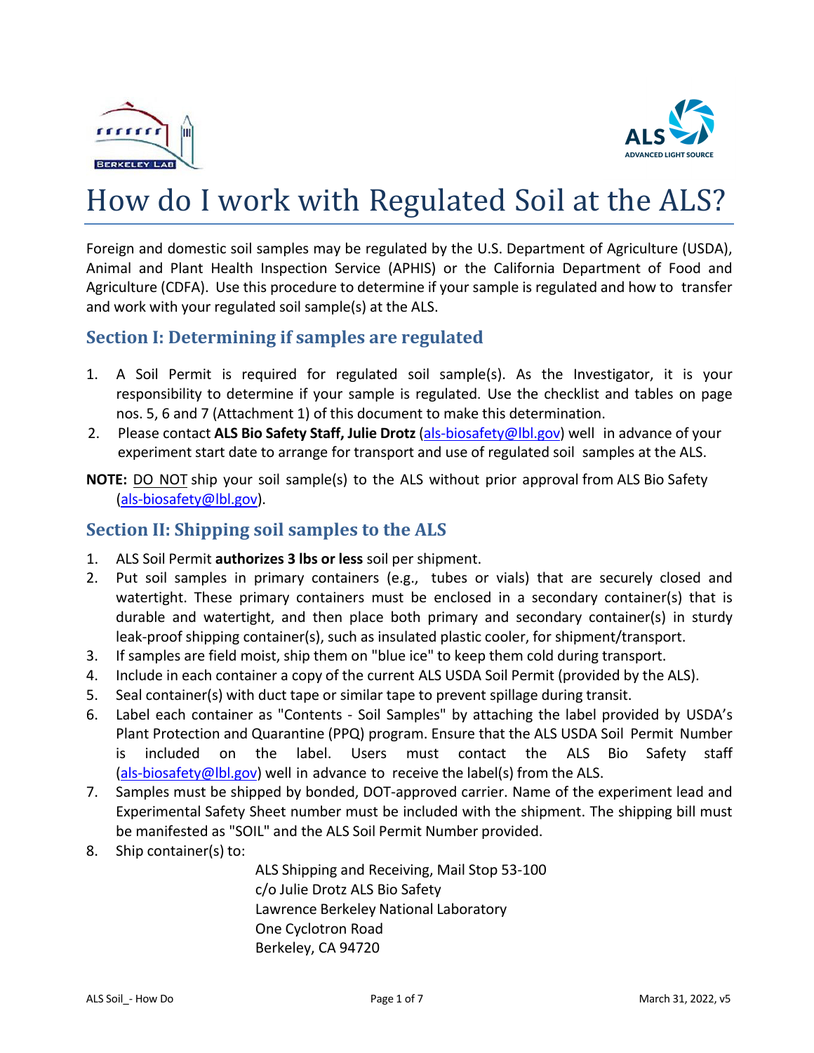# How do I work with Regulated Soil at the ALS?

Foreign and domestic soil samples may be regulated by the U.S. Department of Agriculture (USDA), Animal and Plant Health Inspection Service (APHIS) or the California Department of Food and Agriculture (CDFA). Use this procedure to determine if your sample is regulated and how to transfer and work with your regulated soil sample(s) at the ALS.

## Section I: Determining if samples are regulated

1. A Soil Permit is required for regulated soil sample(s). As the Investigator, it is your responsibility to determine if your sample is regulated. Use the checklist and tables on page nos. 5, 6 and 7 (Attachment 1) of this document to make this determination.
2. Please contact **ALS Bio Safety Staff, Julie Drotz** (als-biosafety@lbl.gov) well in advance of your experiment start date to arrange for transport and use of regulated soil samples at the ALS.

**NOTE:** DO NOT ship your soil sample(s) to the ALS without prior approval from ALS Bio Safety (als-biosafety@lbl.gov).

## Section II: Shipping soil samples to the ALS

1. ALS Soil Permit **authorizes 3 lbs or less** soil per shipment.
2. Put soil samples in primary containers (e.g., tubes or vials) that are securely closed and watertight. These primary containers must be enclosed in a secondary container(s) that is durable and watertight, and then place both primary and secondary container(s) in sturdy leak-proof shipping container(s), such as insulated plastic cooler, for shipment/transport.
3. If samples are field moist, ship them on "blue ice" to keep them cold during transport.
4. Include in each container a copy of the current ALS USDA Soil Permit (provided by the ALS).
5. Seal container(s) with duct tape or similar tape to prevent spillage during transit.
6. Label each container as "Contents - Soil Samples" by attaching the label provided by USDA's Plant Protection and Quarantine (PPQ) program. Ensure that the ALS USDA Soil Permit Number is included on the label. Users must contact the ALS Bio Safety staff (als-biosafety@lbl.gov) well in advance to receive the label(s) from the ALS.
7. Samples must be shipped by bonded, DOT-approved carrier. Name of the experiment lead and Experimental Safety Sheet number must be included with the shipment. The shipping bill must be manifested as "SOIL" and the ALS Soil Permit Number provided.
8. Ship container(s) to:

   ALS Shipping and Receiving, Mail Stop 53-100
   c/o Julie Drotz ALS Bio Safety
   Lawrence Berkeley National Laboratory
   One Cyclotron Road
   Berkeley, CA 94720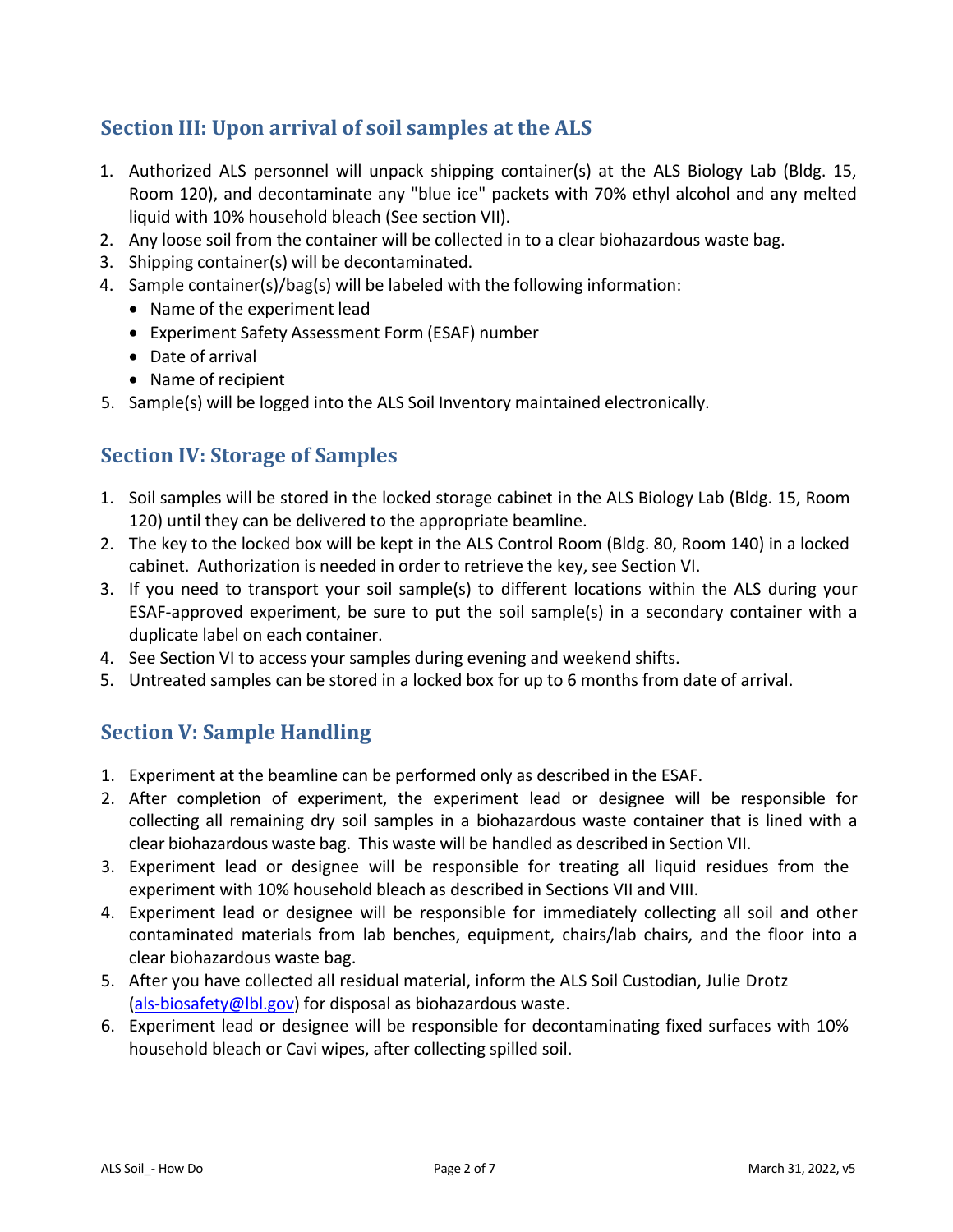## Section III: Upon arrival of soil samples at the ALS

1. Authorized ALS personnel will unpack shipping container(s) at the ALS Biology Lab (Bldg. 15, Room 120), and decontaminate any "blue ice" packets with 70% ethyl alcohol and any melted liquid with 10% household bleach (See section VII).
2. Any loose soil from the container will be collected in to a clear biohazardous waste bag.
3. Shipping container(s) will be decontaminated.
4. Sample container(s)/bag(s) will be labeled with the following information:
   - Name of the experiment lead
   - Experiment Safety Assessment Form (ESAF) number
   - Date of arrival
   - Name of recipient
5. Sample(s) will be logged into the ALS Soil Inventory maintained electronically.

## Section IV: Storage of Samples

1. Soil samples will be stored in the locked storage cabinet in the ALS Biology Lab (Bldg. 15, Room 120) until they can be delivered to the appropriate beamline.
2. The key to the locked box will be kept in the ALS Control Room (Bldg. 80, Room 140) in a locked cabinet. Authorization is needed in order to retrieve the key, see Section VI.
3. If you need to transport your soil sample(s) to different locations within the ALS during your ESAF-approved experiment, be sure to put the soil sample(s) in a secondary container with a duplicate label on each container.
4. See Section VI to access your samples during evening and weekend shifts.
5. Untreated samples can be stored in a locked box for up to 6 months from date of arrival.

## Section V: Sample Handling

1. Experiment at the beamline can be performed only as described in the ESAF.
2. After completion of experiment, the experiment lead or designee will be responsible for collecting all remaining dry soil samples in a biohazardous waste container that is lined with a clear biohazardous waste bag. This waste will be handled as described in Section VII.
3. Experiment lead or designee will be responsible for treating all liquid residues from the experiment with 10% household bleach as described in Sections VII and VIII.
4. Experiment lead or designee will be responsible for immediately collecting all soil and other contaminated materials from lab benches, equipment, chairs/lab chairs, and the floor into a clear biohazardous waste bag.
5. After you have collected all residual material, inform the ALS Soil Custodian, Julie Drotz (als-biosafety@lbl.gov) for disposal as biohazardous waste.
6. Experiment lead or designee will be responsible for decontaminating fixed surfaces with 10% household bleach or Cavi wipes, after collecting spilled soil.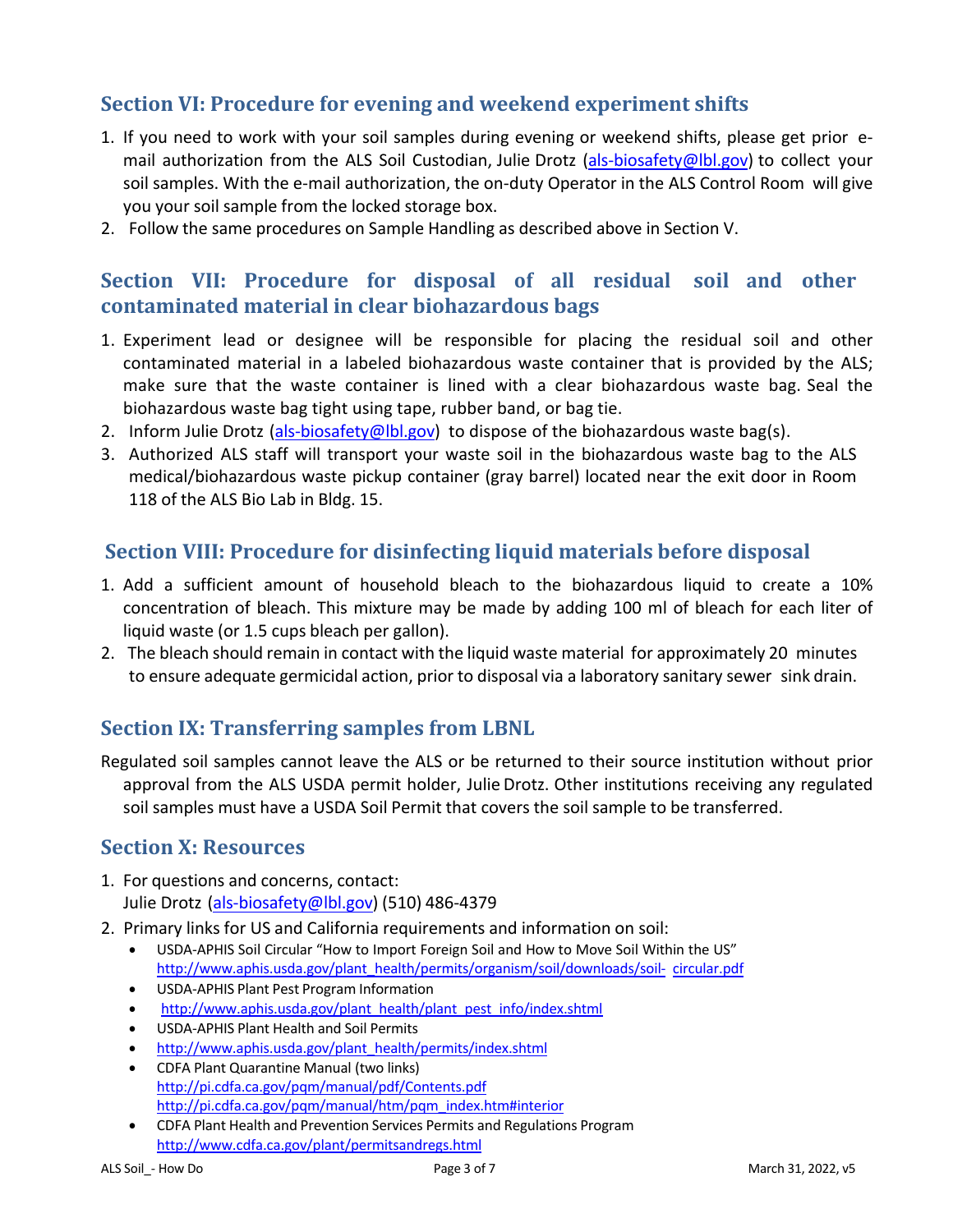## Section VI: Procedure for evening and weekend experiment shifts

1. If you need to work with your soil samples during evening or weekend shifts, please get prior e-mail authorization from the ALS Soil Custodian, Julie Drotz (als-biosafety@lbl.gov) to collect your soil samples. With the e-mail authorization, the on-duty Operator in the ALS Control Room will give you your soil sample from the locked storage box.
2. Follow the same procedures on Sample Handling as described above in Section V.

## Section VII: Procedure for disposal of all residual soil and other contaminated material in clear biohazardous bags

1. Experiment lead or designee will be responsible for placing the residual soil and other contaminated material in a labeled biohazardous waste container that is provided by the ALS; make sure that the waste container is lined with a clear biohazardous waste bag. Seal the biohazardous waste bag tight using tape, rubber band, or bag tie.
2. Inform Julie Drotz (als-biosafety@lbl.gov) to dispose of the biohazardous waste bag(s).
3. Authorized ALS staff will transport your waste soil in the biohazardous waste bag to the ALS medical/biohazardous waste pickup container (gray barrel) located near the exit door in Room 118 of the ALS Bio Lab in Bldg. 15.

## Section VIII: Procedure for disinfecting liquid materials before disposal

1. Add a sufficient amount of household bleach to the biohazardous liquid to create a 10% concentration of bleach. This mixture may be made by adding 100 ml of bleach for each liter of liquid waste (or 1.5 cups bleach per gallon).
2. The bleach should remain in contact with the liquid waste material for approximately 20 minutes to ensure adequate germicidal action, prior to disposal via a laboratory sanitary sewer sink drain.

## Section IX: Transferring samples from LBNL

Regulated soil samples cannot leave the ALS or be returned to their source institution without prior approval from the ALS USDA permit holder, Julie Drotz. Other institutions receiving any regulated soil samples must have a USDA Soil Permit that covers the soil sample to be transferred.

## Section X: Resources

1. For questions and concerns, contact:
   Julie Drotz (als-biosafety@lbl.gov) (510) 486-4379
2. Primary links for US and California requirements and information on soil:
   - USDA-APHIS Soil Circular "How to Import Foreign Soil and How to Move Soil Within the US" http://www.aphis.usda.gov/plant_health/permits/organism/soil/downloads/soil-circular.pdf
   - USDA-APHIS Plant Pest Program Information
   - http://www.aphis.usda.gov/plant_health/plant_pest_info/index.shtml
   - USDA-APHIS Plant Health and Soil Permits
   - http://www.aphis.usda.gov/plant_health/permits/index.shtml
   - CDFA Plant Quarantine Manual (two links)
     http://pi.cdfa.ca.gov/pqm/manual/pdf/Contents.pdf
     http://pi.cdfa.ca.gov/pqm/manual/htm/pqm_index.htm#interior
   - CDFA Plant Health and Prevention Services Permits and Regulations Program
     http://www.cdfa.ca.gov/plant/permitsandregs.html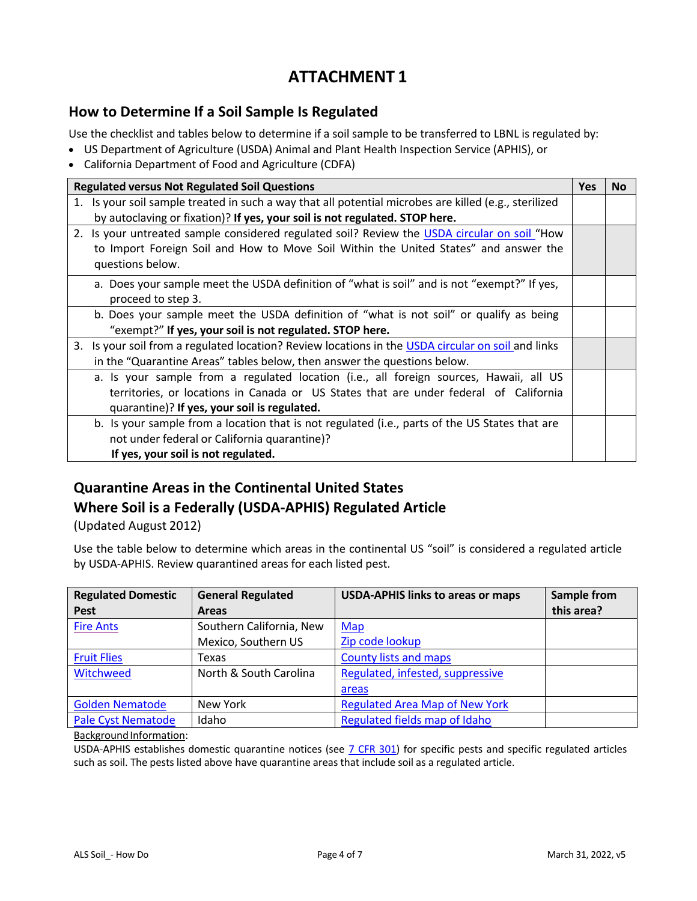# ATTACHMENT 1

## How to Determine If a Soil Sample Is Regulated

Use the checklist and tables below to determine if a soil sample to be transferred to LBNL is regulated by:

- US Department of Agriculture (USDA) Animal and Plant Health Inspection Service (APHIS), or
- California Department of Food and Agriculture (CDFA)

| Regulated versus Not Regulated Soil Questions | Yes | No |
|---|---|---|
| 1. Is your soil sample treated in such a way that all potential microbes are killed (e.g., sterilized by autoclaving or fixation)? **If yes, your soil is not regulated. STOP here.** | | |
| 2. Is your untreated sample considered regulated soil? Review the USDA circular on soil "How to Import Foreign Soil and How to Move Soil Within the United States" and answer the questions below. | | |
| a. Does your sample meet the USDA definition of "what is soil" and is not "exempt?" If yes, proceed to step 3. | | |
| b. Does your sample meet the USDA definition of "what is not soil" or qualify as being "exempt?" **If yes, your soil is not regulated. STOP here.** | | |
| 3. Is your soil from a regulated location? Review locations in the USDA circular on soil and links in the "Quarantine Areas" tables below, then answer the questions below. | | |
| a. Is your sample from a regulated location (i.e., all foreign sources, Hawaii, all US territories, or locations in Canada or US States that are under federal of California quarantine)? **If yes, your soil is regulated.** | | |
| b. Is your sample from a location that is not regulated (i.e., parts of the US States that are not under federal or California quarantine)? **If yes, your soil is not regulated.** | | |

## Quarantine Areas in the Continental United States Where Soil is a Federally (USDA-APHIS) Regulated Article

(Updated August 2012)

Use the table below to determine which areas in the continental US "soil" is considered a regulated article by USDA-APHIS. Review quarantined areas for each listed pest.

| Regulated Domestic Pest | General Regulated Areas | USDA-APHIS links to areas or maps | Sample from this area? |
|---|---|---|---|
| Fire Ants | Southern California, New Mexico, Southern US | Map<br>Zip code lookup | |
| Fruit Flies | Texas | County lists and maps | |
| Witchweed | North & South Carolina | Regulated, infested, suppressive areas | |
| Golden Nematode | New York | Regulated Area Map of New York | |
| Pale Cyst Nematode | Idaho | Regulated fields map of Idaho | |

Background Information:

USDA-APHIS establishes domestic quarantine notices (see 7 CFR 301) for specific pests and specific regulated articles such as soil. The pests listed above have quarantine areas that include soil as a regulated article.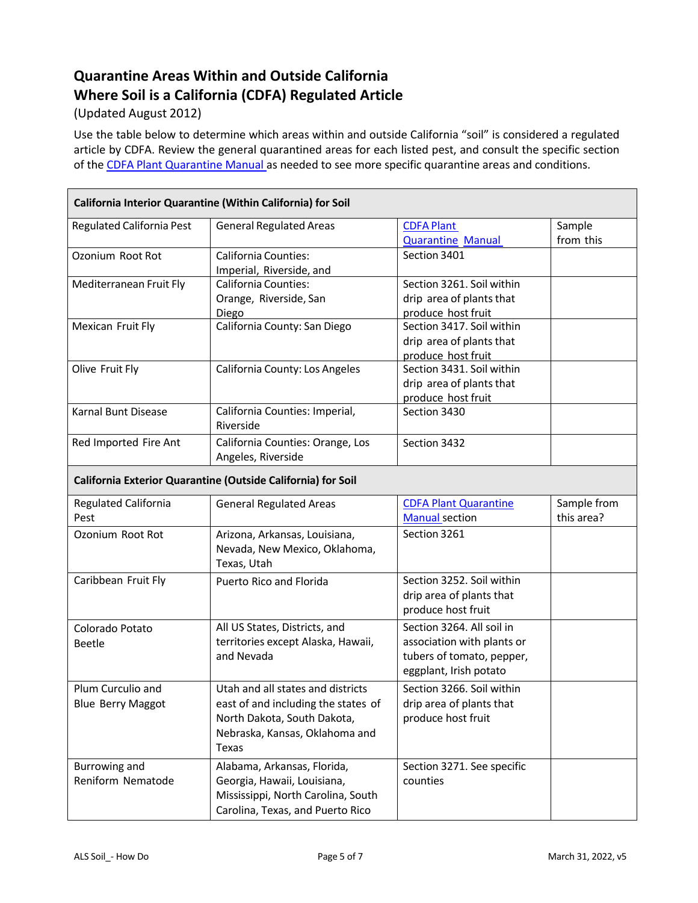# Quantarantine Areas Within and Outside California

## Quarantine Areas Within and Outside California Where Soil is a California (CDFA) Regulated Article

(Updated August 2012)

Use the table below to determine which areas within and outside California "soil" is considered a regulated article by CDFA. Review the general quarantined areas for each listed pest, and consult the specific section of the CDFA Plant Quarantine Manual as needed to see more specific quarantine areas and conditions.

| California Interior Quarantine (Within California) for Soil | | | |
|---|---|---|---|
| Regulated California Pest | General Regulated Areas | CDFA Plant Quarantine Manual | Sample from this |
| Ozonium Root Rot | California Counties: Imperial, Riverside, and | Section 3401 | |
| Mediterranean Fruit Fly | California Counties: Orange, Riverside, San Diego | Section 3261. Soil within drip area of plants that produce host fruit | |
| Mexican Fruit Fly | California County: San Diego | Section 3417. Soil within drip area of plants that produce host fruit | |
| Olive Fruit Fly | California County: Los Angeles | Section 3431. Soil within drip area of plants that produce host fruit | |
| Karnal Bunt Disease | California Counties: Imperial, Riverside | Section 3430 | |
| Red Imported Fire Ant | California Counties: Orange, Los Angeles, Riverside | Section 3432 | |
| **California Exterior Quarantine (Outside California) for Soil** | | | |
| Regulated California Pest | General Regulated Areas | CDFA Plant Quarantine Manual section | Sample from this area? |
| Ozonium Root Rot | Arizona, Arkansas, Louisiana, Nevada, New Mexico, Oklahoma, Texas, Utah | Section 3261 | |
| Caribbean Fruit Fly | Puerto Rico and Florida | Section 3252. Soil within drip area of plants that produce host fruit | |
| Colorado Potato Beetle | All US States, Districts, and territories except Alaska, Hawaii, and Nevada | Section 3264. All soil in association with plants or tubers of tomato, pepper, eggplant, Irish potato | |
| Plum Curculio and Blue Berry Maggot | Utah and all states and districts east of and including the states of North Dakota, South Dakota, Nebraska, Kansas, Oklahoma and Texas | Section 3266. Soil within drip area of plants that produce host fruit | |
| Burrowing and Reniform Nematode | Alabama, Arkansas, Florida, Georgia, Hawaii, Louisiana, Mississippi, North Carolina, South Carolina, Texas, and Puerto Rico | Section 3271. See specific counties | |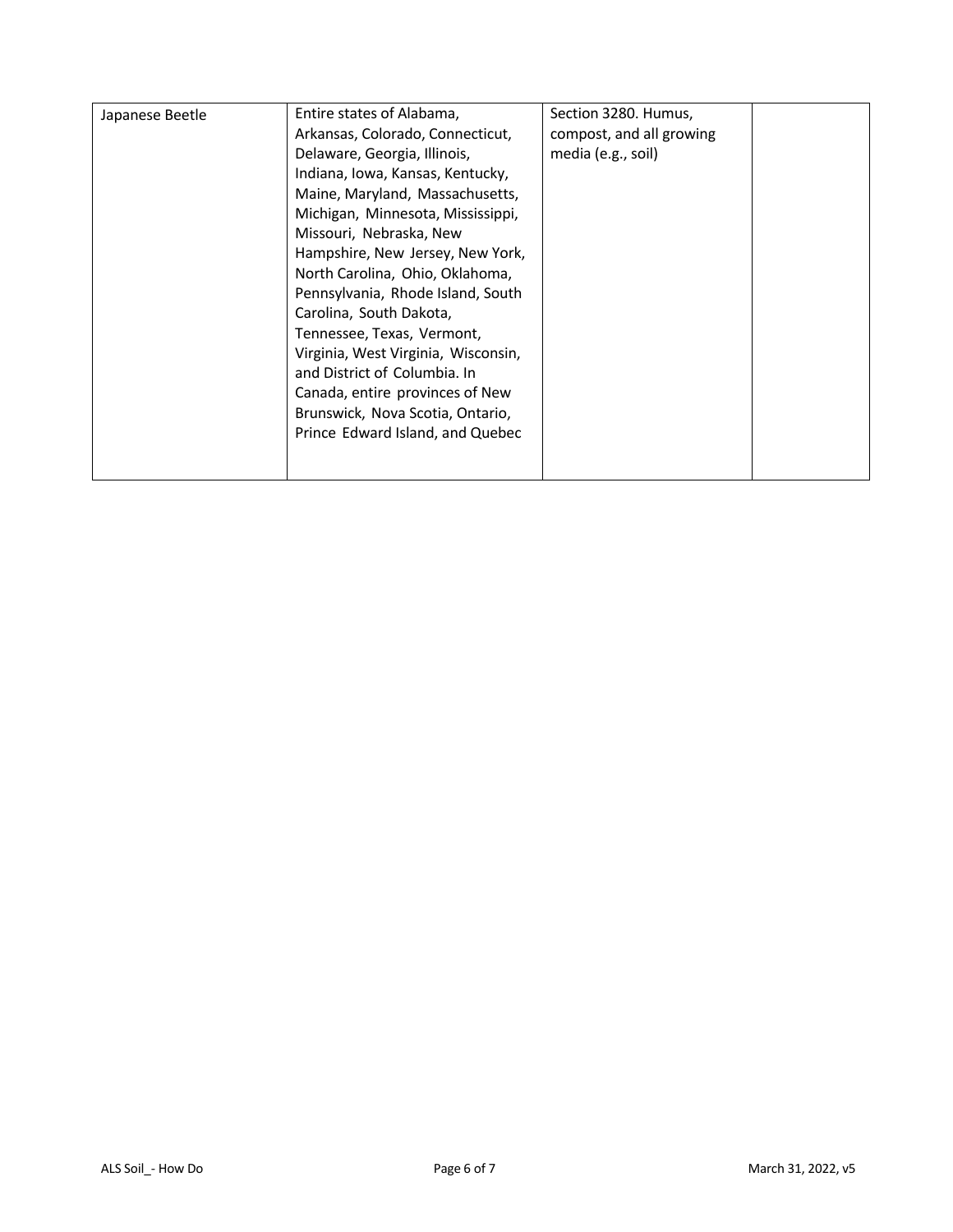| | | | |
|---|---|---|---|
| Japanese Beetle | Entire states of Alabama, Arkansas, Colorado, Connecticut, Delaware, Georgia, Illinois, Indiana, Iowa, Kansas, Kentucky, Maine, Maryland, Massachusetts, Michigan, Minnesota, Mississippi, Missouri, Nebraska, New Hampshire, New Jersey, New York, North Carolina, Ohio, Oklahoma, Pennsylvania, Rhode Island, South Carolina, South Dakota, Tennessee, Texas, Vermont, Virginia, West Virginia, Wisconsin, and District of Columbia. In Canada, entire provinces of New Brunswick, Nova Scotia, Ontario, Prince Edward Island, and Quebec | Section 3280. Humus, compost, and all growing media (e.g., soil) | |